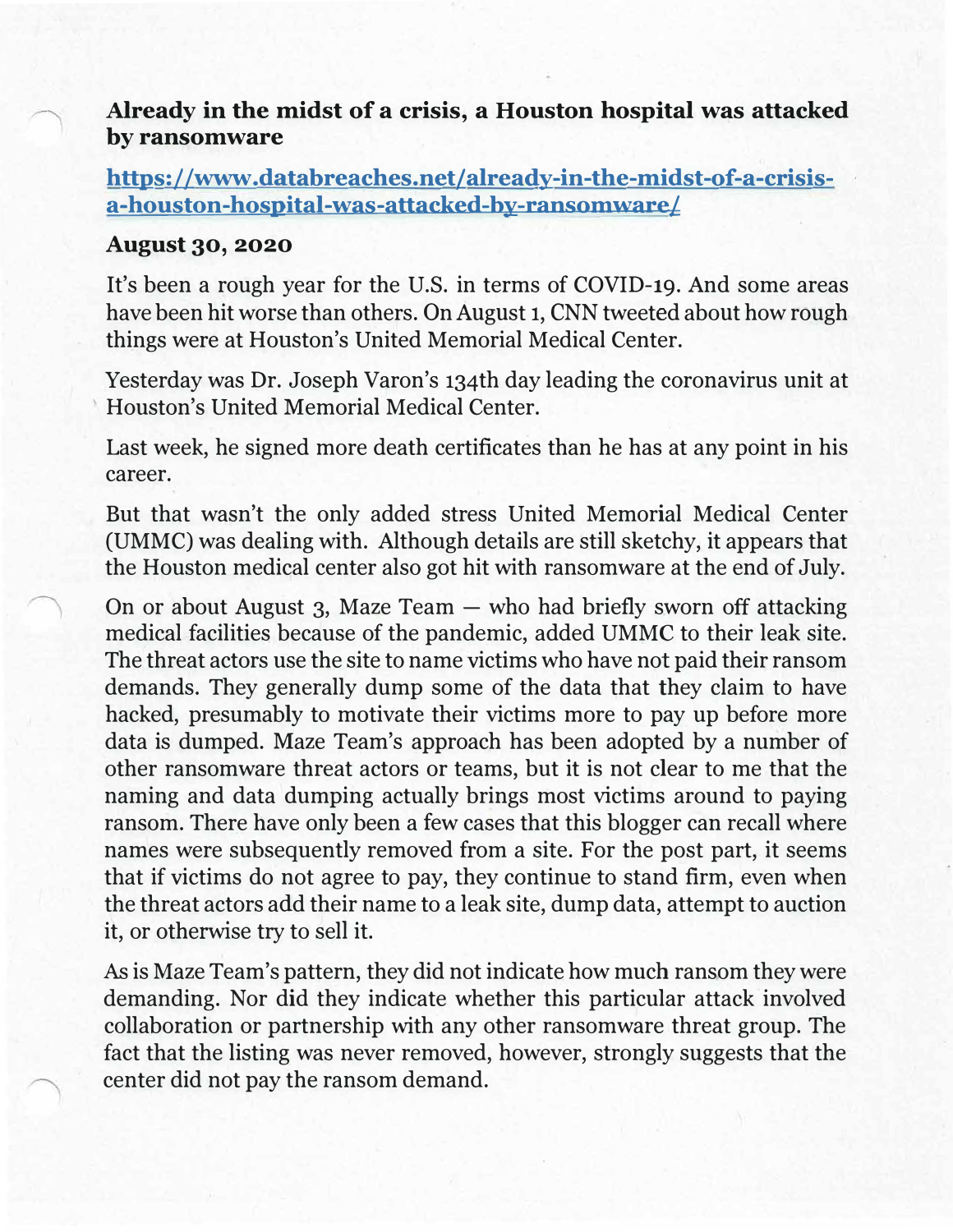# Already in the midst of a crisis, a Houston hospital was attacked by ransomware

[https://www.databreaches.net/already-in-the-midst-of-a-crisis-a-houston-hospital-was-attacked-by-ransomware/](https://www.databreaches.net/already-in-the-midst-of-a-crisis-a-houston-hospital-was-attacked-by-ransomware/)

**August 30, 2020**

It's been a rough year for the U.S. in terms of COVID-19. And some areas have been hit worse than others. On August 1, CNN tweeted about how rough things were at Houston's United Memorial Medical Center.

Yesterday was Dr. Joseph Varon's 134th day leading the coronavirus unit at Houston's United Memorial Medical Center.

Last week, he signed more death certificates than he has at any point in his career.

But that wasn't the only added stress United Memorial Medical Center (UMMC) was dealing with. Although details are still sketchy, it appears that the Houston medical center also got hit with ransomware at the end of July.

On or about August 3, Maze Team — who had briefly sworn off attacking medical facilities because of the pandemic, added UMMC to their leak site. The threat actors use the site to name victims who have not paid their ransom demands. They generally dump some of the data that they claim to have hacked, presumably to motivate their victims more to pay up before more data is dumped. Maze Team's approach has been adopted by a number of other ransomware threat actors or teams, but it is not clear to me that the naming and data dumping actually brings most victims around to paying ransom. There have only been a few cases that this blogger can recall where names were subsequently removed from a site. For the post part, it seems that if victims do not agree to pay, they continue to stand firm, even when the threat actors add their name to a leak site, dump data, attempt to auction it, or otherwise try to sell it.

As is Maze Team's pattern, they did not indicate how much ransom they were demanding. Nor did they indicate whether this particular attack involved collaboration or partnership with any other ransomware threat group. The fact that the listing was never removed, however, strongly suggests that the center did not pay the ransom demand.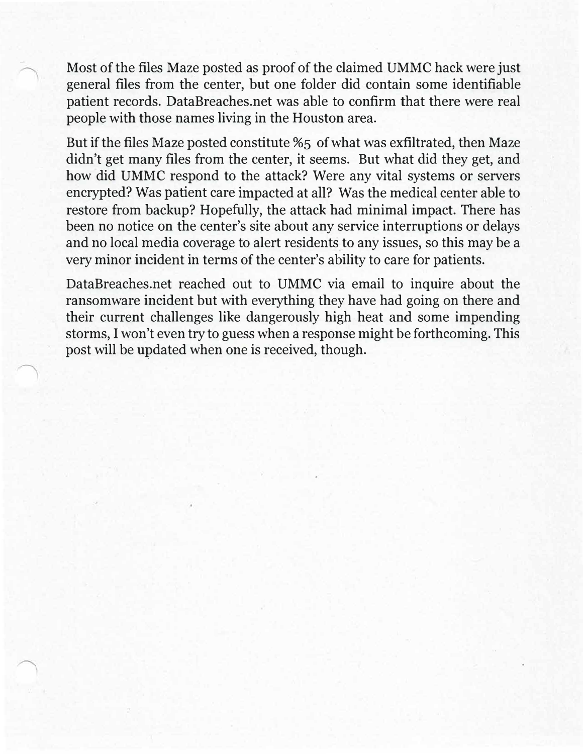Most of the files Maze posted as proof of the claimed UMMC hack were just general files from the center, but one folder did contain some identifiable patient records. DataBreaches.net was able to confirm that there were real people with those names living in the Houston area.

But if the files Maze posted constitute %5 of what was exfiltrated, then Maze didn't get many files from the center, it seems. But what did they get, and how did UMMC respond to the attack? Were any vital systems or servers encrypted? Was patient care impacted at all? Was the medical center able to restore from backup? Hopefully, the attack had minimal impact. There has been no notice on the center's site about any service interruptions or delays and no local media coverage to alert residents to any issues, so this may be a very minor incident in terms of the center's ability to care for patients.

DataBreaches.net reached out to UMMC via email to inquire about the ransomware incident but with everything they have had going on there and their current challenges like dangerously high heat and some impending storms, I won't even try to guess when a response might be forthcoming. This post will be updated when one is received, though.